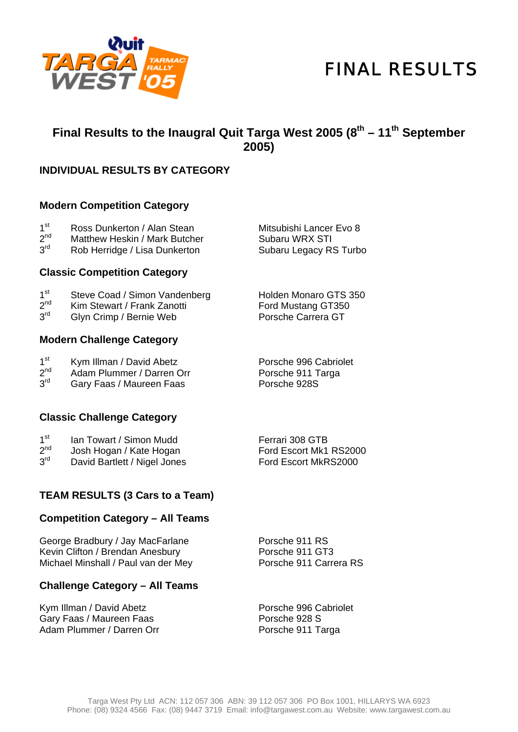# FINAL RESULTS

## Final Results to the Inaugral Quit Targa West 2005 (8th – 11th September 2005)

### INDIVIDUAL RESULTS BY CATEGORY

#### Modern Competition Category

| | | |
|---|---|---|
| 1st | Ross Dunkerton / Alan Stean | Mitsubishi Lancer Evo 8 |
| 2nd | Matthew Heskin / Mark Butcher | Subaru WRX STI |
| 3rd | Rob Herridge / Lisa Dunkerton | Subaru Legacy RS Turbo |

#### Classic Competition Category

| | | |
|---|---|---|
| 1st | Steve Coad / Simon Vandenberg | Holden Monaro GTS 350 |
| 2nd | Kim Stewart / Frank Zanotti | Ford Mustang GT350 |
| 3rd | Glyn Crimp / Bernie Web | Porsche Carrera GT |

#### Modern Challenge Category

| | | |
|---|---|---|
| 1st | Kym Illman / David Abetz | Porsche 996 Cabriolet |
| 2nd | Adam Plummer / Darren Orr | Porsche 911 Targa |
| 3rd | Gary Faas / Maureen Faas | Porsche 928S |

#### Classic Challenge Category

| | | |
|---|---|---|
| 1st | Ian Towart / Simon Mudd | Ferrari 308 GTB |
| 2nd | Josh Hogan / Kate Hogan | Ford Escort Mk1 RS2000 |
| 3rd | David Bartlett / Nigel Jones | Ford Escort MkRS2000 |

### TEAM RESULTS (3 Cars to a Team)

#### Competition Category – All Teams

| | |
|---|---|
| George Bradbury / Jay MacFarlane | Porsche 911 RS |
| Kevin Clifton / Brendan Anesbury | Porsche 911 GT3 |
| Michael Minshall / Paul van der Mey | Porsche 911 Carrera RS |

#### Challenge Category – All Teams

| | |
|---|---|
| Kym Illman / David Abetz | Porsche 996 Cabriolet |
| Gary Faas / Maureen Faas | Porsche 928 S |
| Adam Plummer / Darren Orr | Porsche 911 Targa |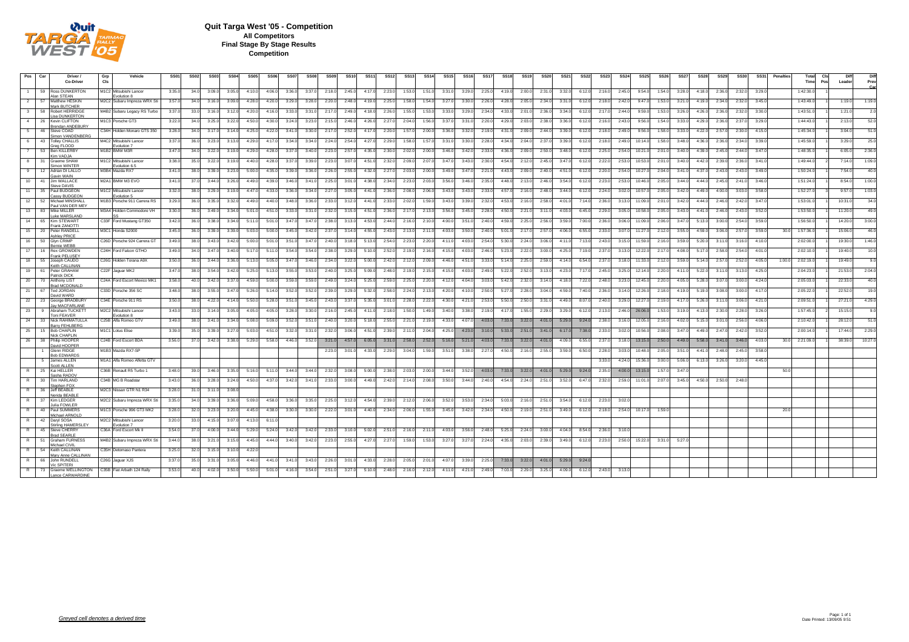# Quit Targa West '05 - Competition

## All Competitors

## Final Stage By Stage Results

## Competition

| Pos | Car | Driver / Co-Driver | Grp Cls | Vehicle | SS01 | SS02 | SS03 | SS04 | SS05 | SS06 | SS07 | SS08 | SS09 | SS10 | SS11 | SS12 | SS13 | SS14 | SS15 | SS16 | SS17 | SS18 | SS19 | SS20 | SS21 | SS22 | SS23 | SS24 | SS25 | SS26 | SS27 | SS28 | SS29 | SS30 | SS31 | Penalties | Total Time | Cls Pos | Diff Leader | Diff Prev Car |
|---|---|---|---|---|---|---|---|---|---|---|---|---|---|---|---|---|---|---|---|---|---|---|---|---|---|---|---|---|---|---|---|---|---|---|---|---|---|---|---|---|
| 1 | 59 | Ross DUNKERTON / Alan STEAN | M1C2 | Mitsubishi Lancer Evolution 8 | 3:35.0 | 34.0 | 3:09.0 | 3:05.0 | 4:10.0 | 4:06.0 | 3:36.0 | 3:37.0 | 2:18.0 | 2:45.0 | 4:17.0 | 2:23.0 | 1:53.0 | 1:51.0 | 3:31.0 | 3:29.0 | 2:25.0 | 4:19.0 | 2:00.0 | 2:31.0 | 3:32.0 | 6:12.0 | 2:16.0 | 2:45.0 | 9:54.0 | 1:54.0 | 3:28.0 | 4:18.0 | 2:36.0 | 2:32.0 | 3:29.0 | | 1:42:30.0 | 1 | | |
| 2 | 57 | Matthew HESKIN / Mark BUTCHER | M2C2 | Subaru Impreza WRX Sti | 3:57.0 | 34.0 | 3:16.0 | 3:09.0 | 4:28.0 | 4:20.0 | 3:29.0 | 3:28.0 | 2:20.0 | 2:48.0 | 4:19.0 | 2:25.0 | 1:58.0 | 1:54.0 | 3:27.0 | 3:30.0 | 2:26.0 | 4:28.0 | 2:05.0 | 2:34.0 | 3:31.0 | 6:12.0 | 2:18.0 | 2:42.0 | 9:47.0 | 1:53.0 | 3:21.0 | 4:19.0 | 2:34.0 | 2:32.0 | 3:45.0 | | 1:43:49.0 | 1 | 1:19.0 | 1:19.0 |
| 3 | 58 | Robert HERRIDGE / Lisa DUNKERTON | M4B2 | Subaru Legacy RS Turbo | 3:37.0 | 33.0 | 3:16.0 | 3:12.0 | 4:20.0 | 4:16.0 | 3:33.0 | 3:31.0 | 2:17.0 | 2:49.0 | 4:18.0 | 2:26.0 | 1:55.0 | 1:53.0 | 3:33.0 | 3:29.0 | 2:34.0 | 4:33.0 | 2:01.0 | 2:36.0 | 3:34.0 | 6:12.0 | 2:17.0 | 2:44.0 | 9:59.0 | 1:53.0 | 3:26.0 | 4:26.0 | 2:36.0 | 2:32.0 | 3:30.0 | | 1:43:51.0 | 1 | 1:21.0 | 2.0 |
| 4 | 26 | Kevin CLIFTON / Brendan ANDEBURY | M1C3 | Porsche GT3 | 3:22.0 | 34.0 | 3:25.0 | 3:22.0 | 4:50.0 | 4:30.0 | 3:24.0 | 3:23.0 | 2:15.0 | 2:46.0 | 4:26.0 | 2:27.0 | 2:04.0 | 1:56.0 | 3:37.0 | 3:31.0 | 2:20.0 | 4:29.0 | 2:03.0 | 2:38.0 | 3:36.0 | 6:12.0 | 2:16.0 | 2:43.0 | 9:56.0 | 1:54.0 | 3:33.0 | 4:29.0 | 2:36.0 | 2:37.0 | 3:29.0 | | 1:44:43.0 | 1 | 2:13.0 | 52.0 |
| 5 | 46 | Steve COAD / Simon VANDENBERG | C34H | Holden Monaro CTS 350 | 3:28.0 | 34.0 | 3:17.0 | 3:14.0 | 4:25.0 | 4:22.0 | 3:41.0 | 3:30.0 | 2:17.0 | 2:52.0 | 4:17.0 | 2:20.0 | 1:57.0 | 2:00.0 | 3:36.0 | 3:32.0 | 2:19.0 | 4:31.0 | 2:09.0 | 2:44.0 | 3:39.0 | 6:12.0 | 2:18.0 | 2:49.0 | 9:56.0 | 1:58.0 | 3:33.0 | 4:22.0 | 2:57.0 | 2:30.0 | 4:15.0 | | 1:45:34.0 | 1 | 3:04.0 | 51.0 |
| 6 | 43 | Tolley CHALLIS / Greg FLOOD | M4C2 | Mitsubishi Lancer Evolution 7 | 3:37.0 | 36.0 | 3:23.0 | 3:13.0 | 4:29.0 | 4:17.0 | 3:34.0 | 3:34.0 | 2:24.0 | 2:54.0 | 4:27.0 | 2:29.0 | 1:58.0 | 1:57.0 | 3:31.0 | 3:30.0 | 2:28.0 | 4:34.0 | 2:04.0 | 2:37.0 | 3:39.0 | 6:12.0 | 2:18.0 | 2:49.0 | 10:14.0 | 1:58.0 | 3:48.0 | 4:36.0 | 2:36.0 | 2:34.0 | 3:39.0 | | 1:45:59.0 | 1 | 3:29.0 | 25.0 |
| 7 | 53 | Ben KILLERBY / Kim VADJA | M1B2 | BMW M3R | 3:47.0 | 34.0 | 3:22.0 | 3:19.0 | 4:29.0 | 4:28.0 | 3:37.0 | 3:40.0 | 2:23.0 | 2:57.0 | 4:35.0 | 2:30.0 | 2:02.0 | 2:00.0 | 3:46.0 | 3:42.0 | 2:33.0 | 4:36.0 | 2:09.0 | 2:50.0 | 3:48.0 | 6:12.0 | 2:25.0 | 2:54.0 | 10:21.0 | 2:01.0 | 3:40.0 | 4:39.0 | 2:45.0 | 2:44.0 | 3:47.0 | | 1:48:35.0 | 1 | 6:05.0 | 2:36.0 |
| 8 | 31 | Graeme SHAW / Simon WINTER | M1C2 | Mitsubishi Lancer Evolution 6.5 | 3:38.0 | 35.0 | 3:22.0 | 3:19.0 | 4:40.0 | 4:28.0 | 3:37.0 | 3:39.0 | 2:23.0 | 3:07.0 | 4:51.0 | 2:32.0 | 2:09.0 | 2:07.0 | 3:47.0 | 3:43.0 | 2:30.0 | 4:54.0 | 2:12.0 | 2:45.0 | 3:47.0 | 6:12.0 | 2:22.0 | 2:53.0 | 10:53.0 | 2:01.0 | 3:40.0 | 4:42.0 | 2:39.0 | 2:36.0 | 3:41.0 | | 1:49:44.0 | 2 | 7:14.0 | 1:09.0 |
| 9 | 12 | Adrian Di LALLO / Gavin WAIN | M3B4 | Mazda RX7 | 3:41.0 | 38.0 | 3:39.0 | 3:23.0 | 5:00.0 | 4:35.0 | 3:39.0 | 3:36.0 | 2:26.0 | 2:55.0 | 4:32.0 | 2:27.0 | 2:03.0 | 2:00.0 | 3:49.0 | 3:47.0 | 2:21.0 | 4:43.0 | 2:09.0 | 2:40.0 | 4:51.0 | 6:12.0 | 2:20.0 | 2:54.0 | 10:27.0 | 2:04.0 | 3:41.0 | 4:37.0 | 2:43.0 | 2:43.0 | 3:49.0 | | 1:50:24.0 | 1 | 7:54.0 | 40.0 |
| 10 | 41 | Jim WALLACE / Steve DAVIS | M2A1 | BMW M3 EVO | 3:41.0 | 37.0 | 3:44.0 | 3:26.0 | 4:49.0 | 4:39.0 | 3:46.0 | 3:41.0 | 2:25.0 | 3:01.0 | 4:38.0 | 2:34.0 | 2:23.0 | 2:03.0 | 3:56.0 | 3:46.0 | 2:35.0 | 4:48.0 | 2:13.0 | 2:46.0 | 3:54.0 | 6:12.0 | 2:23.0 | 2:53.0 | 10:46.0 | 2:05.0 | 3:44.0 | 4:44.0 | 2:45.0 | 2:41.0 | 3:46.0 | | 1:51:24.0 | 1 | 8:54.0 | 1:00.0 |
| 11 | 35 | Paul BUDGEON / Cassy BUDGEON | M1C2 | Mitsubishi Lancer Evolution 5 | 3:32.0 | 38.0 | 3:29.0 | 3:19.0 | 4:47.0 | 4:33.0 | 3:36.0 | 3:34.0 | 2:27.0 | 3:05.0 | 4:41.0 | 2:36.0 | 2:08.0 | 2:06.0 | 3:43.0 | 3:43.0 | 2:33.0 | 4:57.0 | 2:16.0 | 2:48.0 | 3:44.0 | 6:12.0 | 2:24.0 | 3:02.0 | 10:57.0 | 2:05.0 | 3:42.0 | 4:49.0 | 4:00.0 | 3:03.0 | 3:58.0 | | 1:52:27.0 | 3 | 9:57.0 | 1:03.0 |
| 12 | 52 | Michael MINSHALL / Paul VAN DER MEY | M1B3 | Porsche 911 Carrera RS | 3:29.0 | 36.0 | 3:35.0 | 3:32.0 | 4:49.0 | 4:40.0 | 3:48.0 | 3:36.0 | 2:33.0 | 3:12.0 | 4:41.0 | 2:33.0 | 2:02.0 | 1:59.0 | 3:43.0 | 3:39.0 | 2:32.0 | 4:53.0 | 2:16.0 | 2:58.0 | 4:01.0 | 7:14.0 | 2:36.0 | 3:13.0 | 11:09.0 | 2:01.0 | 3:42.0 | 4:44.0 | 2:46.0 | 2:42.0 | 3:47.0 | | 1:53:01.0 | 1 | 10:31.0 | 34.0 |
| 13 | 83 | Mike MILLER / Luke MARSLAND | M3A4 | Holden Commodore VH SS | 3:30.0 | 36.0 | 3:49.0 | 3:34.0 | 5:01.0 | 4:51.0 | 3:33.0 | 3:31.0 | 2:32.0 | 3:15.0 | 4:51.0 | 2:36.0 | 2:17.0 | 2:13.0 | 3:56.0 | 3:45.0 | 2:28.0 | 4:50.0 | 2:21.0 | 3:11.0 | 4:03.0 | 6:45.0 | 2:29.0 | 3:05.0 | 10:58.0 | 2:05.0 | 3:43.0 | 4:41.0 | 2:46.0 | 2:43.0 | 3:52.0 | | 1:53:50.0 | 1 | 11:20.0 | 49.0 |
| 14 | 65 | Kim STEWART / Frank ZANOTTI | C33F | Ford Mustang GT350 | 3:42.0 | 36.0 | 3:38.0 | 3:34.0 | 5:11.0 | 5:01.0 | 3:47.0 | 3:47.0 | 2:38.0 | 3:13.0 | 4:53.0 | 2:44.0 | 2:16.0 | 2:10.0 | 4:00.0 | 3:51.0 | 2:40.0 | 4:59.0 | 2:25.0 | 2:56.0 | 3:59.0 | 7:00.0 | 2:36.0 | 3:06.0 | 11:09.0 | 2:06.0 | 3:47.0 | 5:13.0 | 3:00.0 | 2:54.0 | 3:59.0 | | 1:56:50.0 | 1 | 14:20.0 | 3:00.0 |
| 15 | 20 | Peter RANDELL / Ashley PRICE | M3C1 | Honda S2000 | 3:45.0 | 36.0 | 3:39.0 | 3:39.0 | 5:03.0 | 5:00.0 | 3:45.0 | 3:42.0 | 2:37.0 | 3:14.0 | 4:55.0 | 2:43.0 | 2:13.0 | 2:11.0 | 4:03.0 | 3:50.0 | 2:40.0 | 5:01.0 | 2:17.0 | 2:57.0 | 4:06.0 | 6:55.0 | 2:33.0 | 3:07.0 | 11:27.0 | 2:12.0 | 3:55.0 | 4:59.0 | 3:06.0 | 2:57.0 | 3:59.0 | 30.0 | 1:57:36.0 | 1 | 15:06.0 | 46.0 |
| 16 | 50 | Glyn CRIMP / Bernie WEBB | C26D | Porsche 924 Carrera GT | 3:49.0 | 38.0 | 3:43.0 | 3:42.0 | 5:00.0 | 5:01.0 | 3:51.0 | 3:47.0 | 2:40.0 | 3:18.0 | 5:13.0 | 2:54.0 | 2:23.0 | 2:20.0 | 4:11.0 | 4:03.0 | 2:54.0 | 5:30.0 | 2:24.0 | 3:06.0 | 4:11.0 | 7:13.0 | 2:43.0 | 3:15.0 | 11:59.0 | 2:16.0 | 3:59.0 | 5:20.0 | 3:11.0 | 3:16.0 | 4:10.0 | | 2:02:00.0 | 1 | 19:30.0 | 1:46.0 |
| 17 | 16 | Rex GROWDEN / Frank PELUSEY | C24H | Ford Falcon GTHO | 3:49.0 | 34.0 | 3:47.0 | 3:40.0 | 5:17.0 | 5:11.0 | 3:54.0 | 3:54.0 | 2:38.0 | 3:29.0 | 5:10.0 | 2:52.0 | 2:19.0 | 2:16.0 | 4:15.0 | 4:03.0 | 2:46.0 | 5:23.0 | 2:22.0 | 3:00.0 | 4:25.0 | 7:19.0 | 2:37.0 | 3:13.0 | 12:22.0 | 2:17.0 | 4:08.0 | 5:17.0 | 2:58.0 | 2:54.0 | 4:01.0 | | 2:02:10.0 | 1 | 19:40.0 | 10.0 |
| 18 | 55 | Joseph CAUDO / Keith CALLINAN | C26G | Holden Torana A9X | 3:50.0 | 36.0 | 3:44.0 | 3:36.0 | 5:13.0 | 5:05.0 | 3:47.0 | 3:46.0 | 2:34.0 | 3:22.0 | 5:00.0 | 2:42.0 | 2:12.0 | 2:09.0 | 4:46.0 | 4:51.0 | 3:33.0 | 5:14.0 | 2:25.0 | 2:59.0 | 4:14.0 | 6:54.0 | 2:37.0 | 3:18.0 | 11:33.0 | 2:12.0 | 3:59.0 | 5:14.0 | 2:57.0 | 2:52.0 | 4:05.0 | 1:00.0 | 2:02:19.0 | 1 | 19:49.0 | 9.0 |
| 19 | 61 | Peter GRAHAM / Patrick DICK | C22F | Jaguar MK2 | 3:47.0 | 38.0 | 3:54.0 | 3:42.0 | 5:25.0 | 5:13.0 | 3:55.0 | 3:53.0 | 2:40.0 | 3:25.0 | 5:09.0 | 2:48.0 | 2:19.0 | 2:15.0 | 4:15.0 | 4:03.0 | 2:49.0 | 5:22.0 | 2:52.0 | 3:13.0 | 4:23.0 | 7:17.0 | 2:45.0 | 3:25.0 | 12:14.0 | 2:20.0 | 4:11.0 | 5:22.0 | 3:11.0 | 3:13.0 | 4:25.0 | | 2:04:23.0 | 1 | 21:53.0 | 2:04.0 |
| 20 | 70 | Anthony LIST / Brad MCDONALD | C24A | Ford Escort Mexico MK1 | 3:58.0 | 40.0 | 3:42.0 | 3:37.0 | 4:59.0 | 5:00.0 | 3:59.0 | 3:59.0 | 2:49.0 | 3:24.0 | 5:25.0 | 2:59.0 | 2:25.0 | 2:20.0 | 4:12.0 | 4:04.0 | 3:03.0 | 5:42.0 | 2:32.0 | 3:14.0 | 4:18.0 | 7:22.0 | 2:48.0 | 3:23.0 | 12:45.0 | 2:20.0 | 4:05.0 | 5:28.0 | 3:07.0 | 3:00.0 | 4:24.0 | | 2:05:03.0 | 1 | 22:33.0 | 40.0 |
| 21 | 67 | Ted JORDAN / David WARD | C33D | Porsche 356 SC | 3:48.0 | 38.0 | 3:55.0 | 3:47.0 | 5:26.0 | 5:14.0 | 3:52.0 | 3:52.0 | 2:39.0 | 3:29.0 | 5:32.0 | 2:58.0 | 2:24.0 | 2:13.0 | 4:20.0 | 4:10.0 | 2:50.0 | 5:27.0 | 2:28.0 | 3:04.0 | 4:59.0 | 7:40.0 | 2:36.0 | 3:14.0 | 12:26.0 | 2:18.0 | 4:19.0 | 5:19.0 | 3:08.0 | 3:00.0 | 4:17.0 | | 2:05:22.0 | 1 | 22:52.0 | 19.0 |
| 22 | 23 | George BRADBURY / Jay MACFARLANE | C34E | Porsche 911 RS | 3:50.0 | 38.0 | 4:22.0 | 4:14.0 | 5:50.0 | 5:28.0 | 3:51.0 | 3:45.0 | 2:43.0 | 3:37.0 | 5:35.0 | 3:01.0 | 2:28.0 | 2:22.0 | 4:30.0 | 4:21.0 | 2:53.0 | 5:50.0 | 2:50.0 | 3:31.0 | 4:49.0 | 8:07.0 | 2:40.0 | 3:29.0 | 12:27.0 | 2:19.0 | 4:17.0 | 5:26.0 | 3:11.0 | 3:06.0 | 4:21.0 | | 2:09:51.0 | 1 | 27:21.0 | 4:29.0 |
| 23 | 9 | Abraham TUCKETT / Toni FEAVER | M2C2 | Mitsubishi Lancer Evolution 8 | 3:43.0 | 33.0 | 3:14.0 | 3:05.0 | 4:05.0 | 4:05.0 | 3:28.0 | 3:30.0 | 2:16.0 | 2:45.0 | 4:11.0 | 2:18.0 | 1:50.0 | 1:49.0 | 3:40.0 | 3:38.0 | 2:19.0 | 4:17.0 | 1:55.0 | 2:29.0 | 3:29.0 | 6:12.0 | 2:13.0 | 2:46.0 | 26:06.0 | 1:53.0 | 3:19.0 | 4:13.0 | 2:30.0 | 2:28.0 | 3:26.0 | | 1:57:45.0 | 2 | 15:15.0 | 9.0 |
| 24 | 33 | Nick RAHIMATULLA / Barry FEHLBERG | C25B | Alfa Romeo GTV | 3:49.0 | 38.0 | 3:41.0 | 3:34.0 | 5:08.0 | 5:09.0 | 3:52.0 | 3:51.0 | 2:40.0 | 3:20.0 | 5:18.0 | 2:55.0 | 2:21.0 | 2:19.0 | 4:33.0 | 4:07.0 | 4:03.0 | 7:33.0 | 3:22.0 | 4:01.0 | 5:29.0 | 9:24.0 | 2:38.0 | 3:16.0 | 12:05.0 | 2:16.0 | 4:02.0 | 5:15.0 | 3:01.0 | 2:56.0 | 4:06.0 | | 2:10:42.0 | 1 | 28:12.0 | 51.0 |
| 25 | 15 | Bob CHAPLIN / Nick CHAPLIN | M1C1 | Lotus Elise | 3:39.0 | 35.0 | 3:39.0 | 3:27.0 | 5:03.0 | 4:51.0 | 3:32.0 | 3:31.0 | 2:32.0 | 3:06.0 | 4:51.0 | 2:39.0 | 2:11.0 | 2:04.0 | 4:25.0 | 4:23.0 | 3:10.0 | 5:33.0 | 2:51.0 | 3:41.0 | 6:17.0 | 7:38.0 | 2:33.0 | 3:02.0 | 10:56.0 | 2:08.0 | 3:47.0 | 4:49.0 | 2:47.0 | 2:42.0 | 3:52.0 | | 2:00:14.0 | 1 | 17:44.0 | 2:29.0 |
| 26 | 38 | Philip HOOPER / David HOOPER | C24B | Ford Escort BDA | 3:56.0 | 37.0 | 3:42.0 | 3:38.0 | 5:29.0 | 5:58.0 | 4:46.0 | 3:52.0 | 3:21.0 | 4:57.0 | 6:05.0 | 3:31.0 | 2:58.0 | 2:52.0 | 5:16.0 | 5:21.0 | 4:03.0 | 7:33.0 | 3:22.0 | 4:01.0 | 4:09.0 | 6:55.0 | 2:37.0 | 3:18.0 | 13:15.0 | 2:50.0 | 4:49.0 | 5:58.0 | 3:41.0 | 3:46.0 | 4:03.0 | 30.0 | 2:21:09.0 | 1 | 38:39.0 | 10:27.0 |
| | 1 | Glenn RIDGE / Bob EDWARDS | M1B3 | Mazda RX7-SP | | | | | | | | | 2:23.0 | 3:01.0 | 4:33.0 | 2:29.0 | 3:04.0 | 1:59.0 | 3:51.0 | 3:38.0 | 2:27.0 | 4:50.0 | 2:16.0 | 2:55.0 | 3:59.0 | 6:50.0 | 2:28.0 | 3:03.0 | 10:48.0 | 2:05.0 | 3:51.0 | 4:41.0 | 2:48.0 | 2:45.0 | 3:58.0 | | | | | |
| | 5 | James ALLEN / Scott ALLEN | M1A1 | Alfa Romeo Alfetta GTV | | | | | | | | | | | | | | | | | | | | | | | 3:33.0 | 4:24.0 | 15:36.0 | 3:00.0 | 5:06.0 | 6:13.0 | 3:26.0 | 3:20.0 | 4:45.0 | | | | | |
| R | 25 | Kai HELLER / Sasha RADOV | C36B | Renault R5 Turbo 1 | 3:48.0 | 39.0 | 3:46.0 | 3:35.0 | 5:16.0 | 5:11.0 | 3:44.0 | 3:44.0 | 2:32.0 | 3:08.0 | 5:00.0 | 2:38.0 | 2:03.0 | 2:00.0 | 3:44.0 | 3:52.0 | 4:03.0 | 7:33.0 | 3:22.0 | 4:01.0 | 5:29.0 | 9:24.0 | 2:35.0 | 4:00.0 | 13:15.0 | 1:57.0 | 3:47.0 | | | | | 50.0 | | | | |
| R | 30 | Tim HARLAND / Stephen FOX | C34B | MG B Roadstar | 3:43.0 | 36.0 | 3:28.0 | 3:22.0 | 4:50.0 | 4:37.0 | 3:42.0 | 3:41.0 | 2:33.0 | 3:00.0 | 4:49.0 | 2:42.0 | 2:14.0 | 2:08.0 | 3:50.0 | 3:44.0 | 2:40.0 | 4:54.0 | 2:24.0 | 2:51.0 | 3:52.0 | 6:47.0 | 2:32.0 | 2:59.0 | 11:01.0 | 2:07.0 | 3:45.0 | 4:50.0 | 2:50.0 | 2:48.0 | | | | | | |
| R | 36 | Jeff BEABLE / Nerida BEABLE | M2C3 | Nissan GTR N1 R34 | 3:28.0 | 31.0 | 3:11.0 | 3:08.0 | | | | | | | | | | | | | | | | | | | | | | | | | | | | | | | | |
| R | 37 | Kim LEDGER / Julia FOWLER | M2C2 | Subaru Impreza WRX Sti | 3:35.0 | 34.0 | 3:39.0 | 3:36.0 | 5:09.0 | 4:58.0 | 3:36.0 | 3:35.0 | 2:25.0 | 3:12.0 | 4:54.0 | 2:39.0 | 2:12.0 | 2:06.0 | 3:52.0 | 3:53.0 | 2:34.0 | 5:03.0 | 2:16.0 | 2:51.0 | 3:54.0 | 6:12.0 | 2:23.0 | 3:02.0 | | | | | | | | | | | | |
| R | 40 | Paul SUMMERS / Michael ARNOLD | M1C3 | Porsche 996 GT3 MK2 | 3:28.0 | 32.0 | 3:23.0 | 3:20.0 | 4:45.0 | 4:38.0 | 3:30.0 | 3:30.0 | 2:22.0 | 3:01.0 | 4:40.0 | 2:34.0 | 2:06.0 | 1:55.0 | 3:45.0 | 3:42.0 | 2:34.0 | 4:50.0 | 2:19.0 | 2:51.0 | 3:49.0 | 6:12.0 | 2:18.0 | 2:54.0 | 10:17.0 | 1:59.0 | | | | | | 20.0 | | | | |
| R | 42 | Daryl SOSA / Stirling HAMERSLEY | M2C2 | Mitsubishi Lancer Evolution 7 | 3:20.0 | 33.0 | 4:15.0 | 3:07.0 | 4:13.0 | 6:11.0 | | | | | | | | | | | | | | | | | | | | | | | | | | | | | | |
| R | 45 | Steve CHERRY / Brad SEARLE | C36A | Ford Escort Mk II | 3:54.0 | 37.0 | 4:00.0 | 3:44.0 | 5:29.0 | 5:24.0 | 3:42.0 | 3:42.0 | 2:33.0 | 3:10.0 | 5:02.0 | 2:51.0 | 2:16.0 | 2:11.0 | 4:03.0 | 3:58.0 | 2:48.0 | 5:25.0 | 2:24.0 | 3:00.0 | 4:04.0 | 8:54.0 | 2:36.0 | 3:10.0 | | | | | | | | | | | | |
| R | 51 | Graham FURNESS / Michael CIVIL | M4B2 | Subaru Impreza WRX Sti | 3:44.0 | 38.0 | 3:21.0 | 3:15.0 | 4:45.0 | 4:44.0 | 3:40.0 | 3:42.0 | 2:23.0 | 2:55.0 | 4:27.0 | 2:27.0 | 1:59.0 | 1:53.0 | 3:27.0 | 3:27.0 | 2:24.0 | 4:35.0 | 2:03.0 | 2:39.0 | 3:49.0 | 6:12.0 | 2:23.0 | 2:50.0 | 15:22.0 | 3:31.0 | 5:27.0 | | | | | | | | | |
| R | 54 | Keith CALLINAN / Mary Anne CALLINAN | C35H | Detomaso Pantera | 3:25.0 | 32.0 | 3:15.0 | 3:10.0 | 4:22.0 | | | | | | | | | | | | | | | | | | | | | | | | | | | | | | | |
| R | 66 | John RUNDELL / Vic SPITERI | C26G | Jaguar XJS | 3:37.0 | 35.0 | 3:31.0 | 3:05.0 | 4:46.0 | 4:41.0 | 3:41.0 | 3:43.0 | 2:26.0 | 3:01.0 | 4:33.0 | 2:28.0 | 2:05.0 | 2:01.0 | 4:07.0 | 3:39.0 | 2:25.0 | 7:33.0 | 3:22.0 | 4:01.0 | 5:29.0 | 9:24.0 | | | | | | | | | | | | | | |
| R | 73 | Graeme WELLINGTON / Lance CARWARDINE | C35B | Fiat Abarth 124 Rally | 3:53.0 | 40.0 | 4:02.0 | 3:50.0 | 5:50.0 | 5:01.0 | 4:16.0 | 3:54.0 | 2:51.0 | 3:27.0 | 5:10.0 | 2:48.0 | 2:16.0 | 2:12.0 | 4:11.0 | 4:21.0 | 2:49.0 | 7:03.0 | 2:29.0 | 3:25.0 | 4:09.0 | 6:12.0 | 2:43.0 | 3:13.0 | | | | | | | | | | | | |

*Greyed cell denotes a derived time*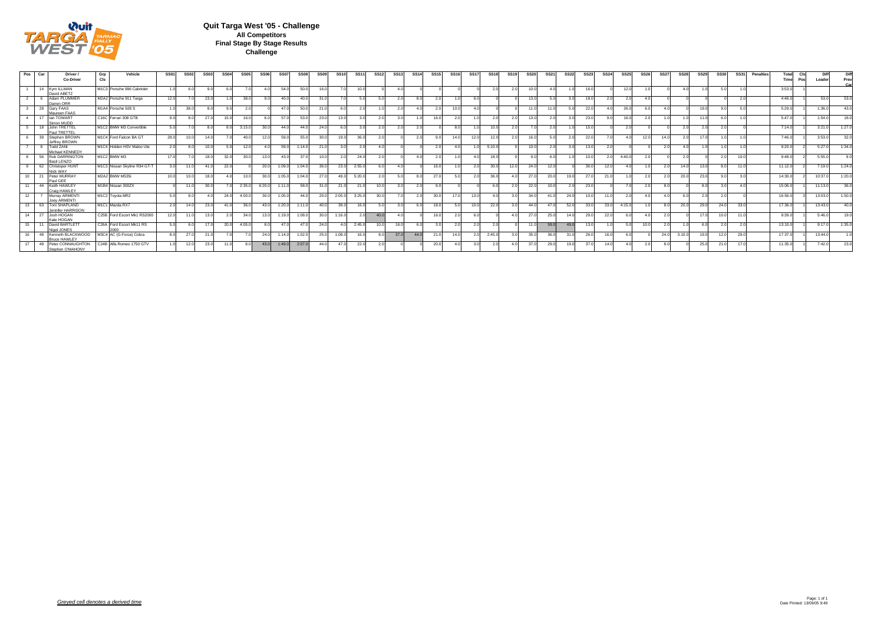# Quit Targa West '05 - Challenge

## All Competitors

## Final Stage By Stage Results

## Challenge

| Pos | Car | Driver / Co-Driver | Grp Cls | Vehicle | SS01 | SS02 | SS03 | SS04 | SS05 | SS06 | SS07 | SS08 | SS09 | SS10 | SS11 | SS12 | SS13 | SS14 | SS15 | SS16 | SS17 | SS18 | SS19 | SS20 | SS21 | SS22 | SS23 | SS24 | SS25 | SS26 | SS27 | SS28 | SS29 | SS30 | SS31 | Penalties | Total Time | Cls Pos | Diff Leader | Diff Prev Car |
|---|---|---|---|---|---|---|---|---|---|---|---|---|---|---|---|---|---|---|---|---|---|---|---|---|---|---|---|---|---|---|---|---|---|---|---|---|---|---|---|---|
| 1 | 14 | Kym ILLMAN<br>David ABETZ | M1C3 | Porsche 996 Cabriolet | 1.0 | 6.0 | 9.0 | 6.0 | 7.0 | 4.0 | 54.0 | 50.0 | 16.0 | 7.0 | 10.0 | 0 | 4.0 | 0 | 0 | 0 | 0 | 2.0 | 2.0 | 10.0 | 4.0 | 1.0 | 16.0 | 0 | 12.0 | 1.0 | 0 | 4.0 | 1.0 | 5.0 | 1.0 | | 3:53.0 | 1 | | |
| 2 | 6 | Adam PLUMMER<br>Darren ORR | M2A2 | Porsche 911 Targa | 12.0 | 7.0 | 23.0 | 1.0 | 38.0 | 9.0 | 40.0 | 40.0 | 31.0 | 7.0 | 5.0 | 5.0 | 2.0 | 8.0 | 2.0 | 1.0 | 6.0 | 0 | 0 | 13.0 | 5.0 | 3.0 | 18.0 | 2.0 | 2.0 | 4.0 | 0 | 0 | 0 | 0 | 2.0 | | 4:46.0 | 1 | 53.0 | 53.0 |
| 3 | 28 | Gary FAAS<br>Maureen FAAS | M1A4 | Porsche 928 S | 1.0 | 38.0 | 8.0 | 9.0 | 2.0 | 0 | 47.0 | 50.0 | 21.0 | 6.0 | 2.0 | 1.0 | 2.0 | 4.0 | 2.0 | 10.0 | 4.0 | 0 | 0 | 11.0 | 11.0 | 5.0 | 22.0 | 4.0 | 26.0 | 6.0 | 4.0 | 0 | 19.0 | 9.0 | 5.0 | | 5:29.0 | 1 | 1:36.0 | 43.0 |
| 4 | 17 | Ian TOWART<br>Simon MUDD | C16C | Ferrari 308 GTB | 9.0 | 8.0 | 27.0 | 15.0 | 16.0 | 6.0 | 57.0 | 53.0 | 23.0 | 13.0 | 3.0 | 2.0 | 3.0 | 1.0 | 16.0 | 2.0 | 1.0 | 2.0 | 2.0 | 13.0 | 2.0 | 3.0 | 23.0 | 9.0 | 16.0 | 2.0 | 1.0 | 1.0 | 11.0 | 6.0 | 1.0 | | 5:47.0 | 1 | 1:54.0 | 18.0 |
| 5 | 18 | John TRETTEL<br>Paul TRETTEL | M1C2 | BMW M3 Convertible | 5.0 | 7.0 | 8.0 | 8.0 | 3:15.0 | 30.0 | 44.0 | 44.0 | 24.0 | 6.0 | 3.0 | 2.0 | 2.0 | 2.0 | 0 | 8.0 | 1.0 | 10.0 | 2.0 | 7.0 | 2.0 | 1.0 | 15.0 | 0 | 2.0 | 0 | 0 | 2.0 | 2.0 | 2.0 | 0 | | 7:14.0 | 1 | 3:21.0 | 1:27.0 |
| 6 | 39 | Stephen BROWN<br>Jeffrey BROWN | M1C4 | Ford Falcon BA GT | 28.0 | 10.0 | 14.0 | 7.0 | 40.0 | 12.0 | 59.0 | 55.0 | 30.0 | 19.0 | 36.0 | 2.0 | 0 | 2.0 | 9.0 | 14.0 | 12.0 | 12.0 | 2.0 | 16.0 | 5.0 | 2.0 | 22.0 | 7.0 | 4.0 | 12.0 | 14.0 | 2.0 | 17.0 | 1.0 | 1.0 | | 7:46.0 | 1 | 3:53.0 | 32.0 |
| 7 | 8 | Todd ZANI<br>Michael KENNEDY | M1C4 | Holden HSV Maloo Ute | 2.0 | 8.0 | 10.0 | 5.0 | 12.0 | 4.0 | 59.0 | 1:14.0 | 21.0 | 3.0 | 2.0 | 4.0 | 0 | 0 | 2.0 | 4.0 | 1.0 | 5:10.0 | 0 | 10.0 | 2.0 | 3.0 | 13.0 | 2.0 | 0 | 0 | 2.0 | 4.0 | 1.0 | 1.0 | 1.0 | | 9:20.0 | 2 | 5:27.0 | 1:34.0 |
| 8 | 56 | Rob DARRINGTON<br>Basil LENZO | M1C2 | BMW M3 | 17.0 | 7.0 | 18.0 | 32.0 | 30.0 | 13.0 | 43.0 | 37.0 | 10.0 | 2.0 | 24.0 | 2.0 | 0 | 4.0 | 2.0 | 1.0 | 4.0 | 18.0 | 0 | 9.0 | 6.0 | 1.0 | 10.0 | 2.0 | 4:40.0 | 2.0 | 0 | 2.0 | 0 | 2.0 | 10.0 | | 9:48.0 | 2 | 5:55.0 | 9.0 |
| 9 | 62 | Christoper HUNT<br>Nick WAY | M1C3 | Nissan Skyline R34 GT-T | 3.0 | 11.0 | 41.0 | 22.0 | 0 | 20.0 | 1:09.0 | 1:04.0 | 36.0 | 23.0 | 2:55.0 | 6.0 | 4.0 | 0 | 16.0 | 1.0 | 2.0 | 30.0 | 12.0 | 24.0 | 12.0 | 0 | 36.0 | 12.0 | 4.0 | 1.0 | 2.0 | 14.0 | 13.0 | 8.0 | 11.0 | | 11:12.0 | 2 | 7:19.0 | 1:24.0 |
| 10 | 21 | Peter MURRAY<br>Paul GEE | M2A2 | BMW M535i | 10.0 | 10.0 | 18.0 | 4.0 | 10.0 | 30.0 | 1:05.0 | 1:04.0 | 27.0 | 49.0 | 5:20.0 | 2.0 | 5.0 | 8.0 | 27.0 | 5.0 | 2.0 | 36.0 | 4.0 | 27.0 | 20.0 | 19.0 | 27.0 | 21.0 | 1.0 | 2.0 | 2.0 | 20.0 | 23.0 | 9.0 | 3.0 | | 14:30.0 | 2 | 10:37.0 | 1:20.0 |
| 11 | 44 | Keith HAWLEY<br>Craig HAWLEY | M1B4 | Nissan 300ZX | 0 | 11.0 | 30.0 | 7.0 | 2:35.0 | 6:20.0 | 1:11.0 | 58.0 | 31.0 | 21.0 | 21.0 | 10.0 | 3.0 | 2.0 | 9.0 | 0 | 0 | 6.0 | 2.0 | 22.0 | 10.0 | 2.0 | 23.0 | 0 | 7.0 | 2.0 | 8.0 | 0 | 8.0 | 3.0 | 4.0 | | 15:06.0 | 1 | 11:13.0 | 36.0 |
| 12 | 7 | Murray ARMENTI<br>Joey ARMENTI | M1C2 | Toyota MR2 | 5.0 | 8.0 | 4.0 | 24.0 | 4:00.0 | 30.0 | 1:05.0 | 44.0 | 20.0 | 2:05.0 | 3:25.0 | 30.0 | 7.0 | 2.0 | 30.0 | 17.0 | 13.0 | 4.0 | 3.0 | 34.0 | 41.0 | 24.0 | 10.0 | 11.0 | 2.0 | 4.0 | 4.0 | 6.0 | 2.0 | 2.0 | 0 | | 16:56.0 | 3 | 13:03.0 | 1:50.0 |
| 13 | 63 | Toni SHAPLAND<br>Jennifer HARRISON | M1C1 | Mazda RX7 | 2.0 | 14.0 | 23.0 | 41.0 | 36.0 | 43.0 | 1:20.0 | 1:11.0 | 40.0 | 39.0 | 16.0 | 5.0 | 3.0 | 6.0 | 18.0 | 5.0 | 10.0 | 22.0 | 3.0 | 44.0 | 47.0 | 52.0 | 33.0 | 33.0 | 4:15.0 | 1.0 | 8.0 | 20.0 | 29.0 | 24.0 | 33.0 | | 17:36.0 | 1 | 13:43.0 | 40.0 |
| 14 | 27 | Josh HOGAN<br>Kate HOGAN | C25B | Ford Escort Mk1 RS2000 | 12.0 | 11.0 | 13.0 | 2.0 | 34.0 | 13.0 | 1:19.0 | 1:08.0 | 30.0 | 1:16.0 | 2.0 | 40.0 | 4.0 | 0 | 16.0 | 2.0 | 6.0 | 0 | 4.0 | 27.0 | 25.0 | 14.0 | 29.0 | 22.0 | 6.0 | 4.0 | 2.0 | 0 | 17.0 | 10.0 | 11.0 | | 9:39.0 | 1 | 5:46.0 | 19.0 |
| 15 | 11 | David BARTLETT<br>Nigel JONES | C26A | Ford Escort Mk11 RS 2000 | 5.0 | 6.0 | 17.0 | 20.0 | 4:05.0 | 8.0 | 47.0 | 47.0 | 24.0 | 4.0 | 2:45.0 | 10.0 | 16.0 | 6.0 | 3.0 | 2.0 | 2.0 | 2.0 | 0 | 11.0 | 59.0 | 49.0 | 13.0 | 1.0 | 5.0 | 10.0 | 2.0 | 1.0 | 6.0 | 2.0 | 2.0 | | 13:10.0 | 1 | 9:17.0 | 1:35.0 |
| 16 | 48 | Kenneth BLACKWOOD<br>Bruce HAWLEY | M3C4 | AC (G-Force) Cobra | 8.0 | 27.0 | 21.0 | 7.0 | 7.0 | 24.0 | 1:14.0 | 1:02.0 | 25.0 | 1:08.0 | 16.0 | 8.0 | 37.0 | 44.0 | 21.0 | 14.0 | 2.0 | 2:45.0 | 3.0 | 35.0 | 36.0 | 31.0 | 26.0 | 16.0 | 6.0 | 0 | 24.0 | 3:10.0 | 19.0 | 12.0 | 29.0 | | 17:37.0 | 1 | 13:44.0 | 1.0 |
| 17 | 49 | Peter CONNAUGHTON<br>Stephen O'MAHONY | C24B | Alfa Romeo 1750 GTV | 1.0 | 12.0 | 23.0 | 11.0 | 8.0 | 43.0 | 1:49.0 | 2:07.0 | 44.0 | 47.0 | 22.0 | 2.0 | 0 | 0 | 20.0 | 4.0 | 3.0 | 2.0 | 4.0 | 37.0 | 29.0 | 19.0 | 37.0 | 14.0 | 4.0 | 2.0 | 8.0 | 0 | 25.0 | 21.0 | 17.0 | | 11:35.0 | 1 | 7:42.0 | 23.0 |

*Greyed cell denotes a derived time*

Date Printed: 13/09/05 9:49